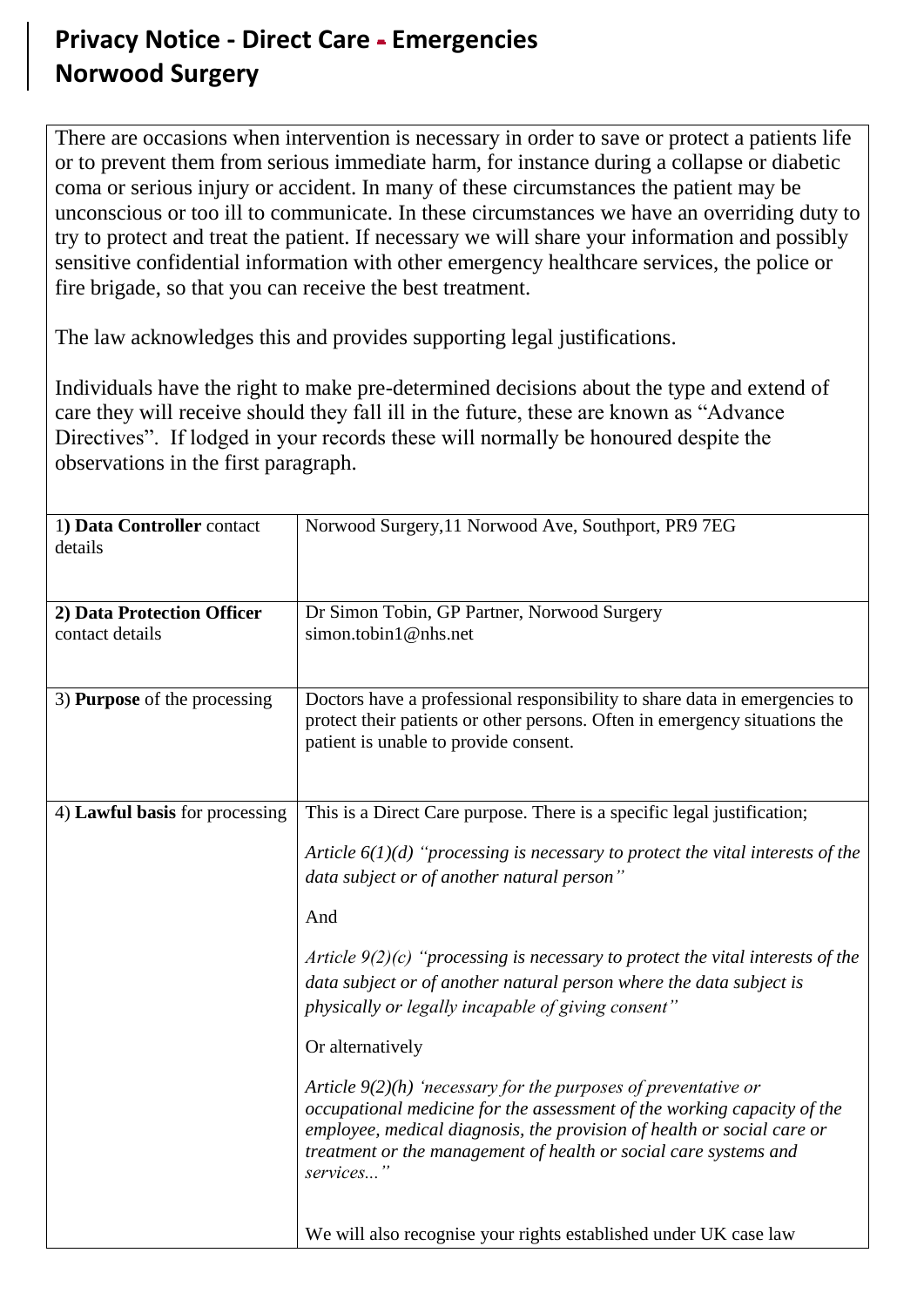# Privacy Notice - Direct Care - Emergencies
# Norwood Surgery

There are occasions when intervention is necessary in order to save or protect a patients life or to prevent them from serious immediate harm, for instance during a collapse or diabetic coma or serious injury or accident. In many of these circumstances the patient may be unconscious or too ill to communicate. In these circumstances we have an overriding duty to try to protect and treat the patient. If necessary we will share your information and possibly sensitive confidential information with other emergency healthcare services, the police or fire brigade, so that you can receive the best treatment.

The law acknowledges this and provides supporting legal justifications.

Individuals have the right to make pre-determined decisions about the type and extend of care they will receive should they fall ill in the future, these are known as "Advance Directives". If lodged in your records these will normally be honoured despite the observations in the first paragraph.

| | |
|---|---|
| 1) **Data Controller** contact details | Norwood Surgery,11 Norwood Ave, Southport, PR9 7EG |
| **2) Data Protection Officer** contact details | Dr Simon Tobin, GP Partner, Norwood Surgery<br>simon.tobin1@nhs.net |
| 3) **Purpose** of the processing | Doctors have a professional responsibility to share data in emergencies to protect their patients or other persons. Often in emergency situations the patient is unable to provide consent. |
| 4) **Lawful basis** for processing | This is a Direct Care purpose. There is a specific legal justification;<br><br>*Article 6(1)(d) "processing is necessary to protect the vital interests of the data subject or of another natural person"*<br><br>And<br><br>*Article 9(2)(c) "processing is necessary to protect the vital interests of the data subject or of another natural person where the data subject is physically or legally incapable of giving consent"*<br><br>Or alternatively<br><br>*Article 9(2)(h) 'necessary for the purposes of preventative or occupational medicine for the assessment of the working capacity of the employee, medical diagnosis, the provision of health or social care or treatment or the management of health or social care systems and services..."*<br><br>We will also recognise your rights established under UK case law |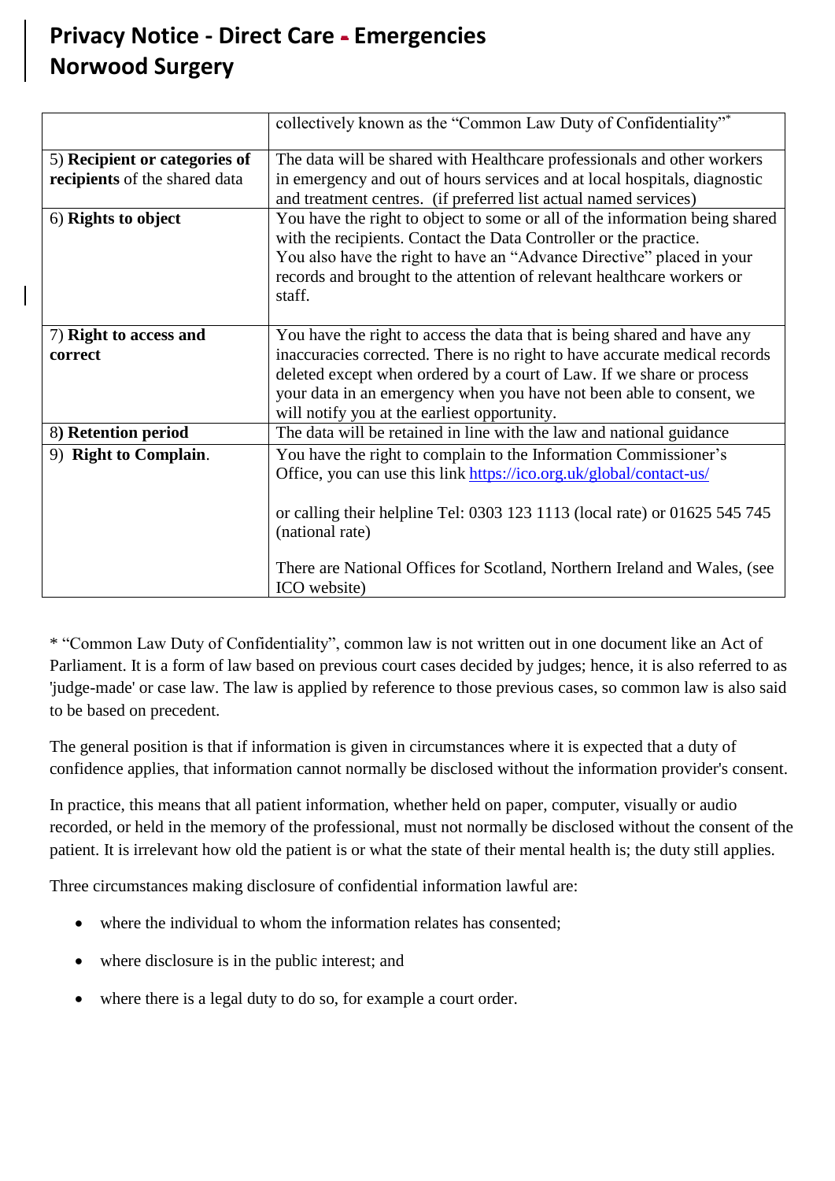# Privacy Notice - Direct Care - Emergencies
# Norwood Surgery

| | |
|---|---|
| | collectively known as the "Common Law Duty of Confidentiality"* |
| 5) **Recipient or categories of recipients** of the shared data | The data will be shared with Healthcare professionals and other workers in emergency and out of hours services and at local hospitals, diagnostic and treatment centres. (if preferred list actual named services) |
| 6) **Rights to object** | You have the right to object to some or all of the information being shared with the recipients. Contact the Data Controller or the practice. You also have the right to have an "Advance Directive" placed in your records and brought to the attention of relevant healthcare workers or staff. |
| 7) **Right to access and correct** | You have the right to access the data that is being shared and have any inaccuracies corrected. There is no right to have accurate medical records deleted except when ordered by a court of Law. If we share or process your data in an emergency when you have not been able to consent, we will notify you at the earliest opportunity. |
| 8**) Retention period** | The data will be retained in line with the law and national guidance |
| 9) **Right to Complain**. | You have the right to complain to the Information Commissioner's Office, you can use this link https://ico.org.uk/global/contact-us/ <br><br> or calling their helpline Tel: 0303 123 1113 (local rate) or 01625 545 745 (national rate) <br><br> There are National Offices for Scotland, Northern Ireland and Wales, (see ICO website) |

* "Common Law Duty of Confidentiality", common law is not written out in one document like an Act of Parliament. It is a form of law based on previous court cases decided by judges; hence, it is also referred to as 'judge-made' or case law. The law is applied by reference to those previous cases, so common law is also said to be based on precedent.

The general position is that if information is given in circumstances where it is expected that a duty of confidence applies, that information cannot normally be disclosed without the information provider's consent.

In practice, this means that all patient information, whether held on paper, computer, visually or audio recorded, or held in the memory of the professional, must not normally be disclosed without the consent of the patient. It is irrelevant how old the patient is or what the state of their mental health is; the duty still applies.

Three circumstances making disclosure of confidential information lawful are:

- where the individual to whom the information relates has consented;
- where disclosure is in the public interest; and
- where there is a legal duty to do so, for example a court order.